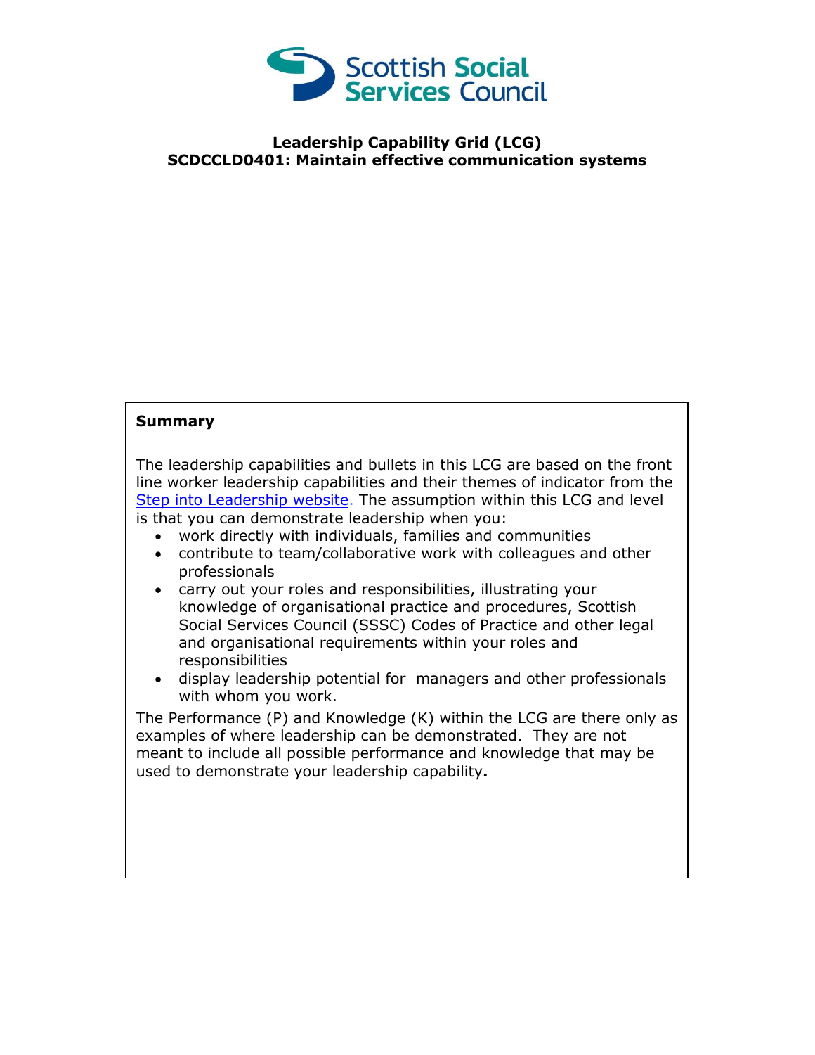**Scottish Social Services Council**

# Leadership Capability Grid (LCG)
# SCDCCLD0401: Maintain effective communication systems

**Summary**

The leadership capabilities and bullets in this LCG are based on the front line worker leadership capabilities and their themes of indicator from the [Step into Leadership website](Step into Leadership website). The assumption within this LCG and level is that you can demonstrate leadership when you:

- work directly with individuals, families and communities
- contribute to team/collaborative work with colleagues and other professionals
- carry out your roles and responsibilities, illustrating your knowledge of organisational practice and procedures, Scottish Social Services Council (SSSC) Codes of Practice and other legal and organisational requirements within your roles and responsibilities
- display leadership potential for managers and other professionals with whom you work.

The Performance (P) and Knowledge (K) within the LCG are there only as examples of where leadership can be demonstrated. They are not meant to include all possible performance and knowledge that may be used to demonstrate your leadership capability.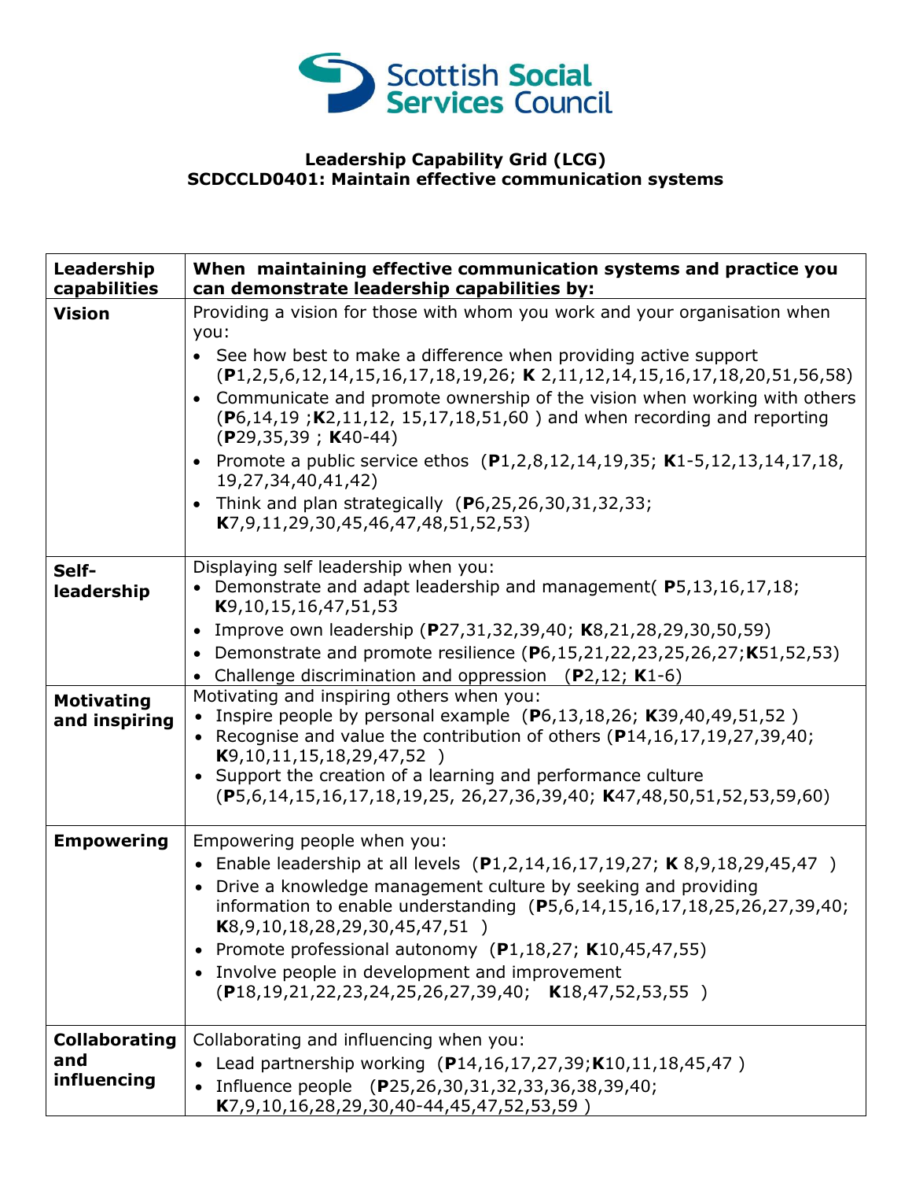**Leadership Capability Grid (LCG)**
**SCDCCLD0401: Maintain effective communication systems**

| Leadership capabilities | When maintaining effective communication systems and practice you can demonstrate leadership capabilities by: |
|---|---|
| **Vision** | Providing a vision for those with whom you work and your organisation when you:<br>• See how best to make a difference when providing active support (**P**1,2,5,6,12,14,15,16,17,18,19,26; **K** 2,11,12,14,15,16,17,18,20,51,56,58)<br>• Communicate and promote ownership of the vision when working with others (**P**6,14,19 ;**K**2,11,12, 15,17,18,51,60 ) and when recording and reporting (**P**29,35,39 ; **K**40-44)<br>• Promote a public service ethos (**P**1,2,8,12,14,19,35; **K**1-5,12,13,14,17,18, 19,27,34,40,41,42)<br>• Think and plan strategically (**P**6,25,26,30,31,32,33; **K**7,9,11,29,30,45,46,47,48,51,52,53) |
| **Self-leadership** | Displaying self leadership when you:<br>• Demonstrate and adapt leadership and management( **P**5,13,16,17,18; **K**9,10,15,16,47,51,53<br>• Improve own leadership (**P**27,31,32,39,40; **K**8,21,28,29,30,50,59)<br>• Demonstrate and promote resilience (**P**6,15,21,22,23,25,26,27;**K**51,52,53)<br>• Challenge discrimination and oppression (**P**2,12; **K**1-6) |
| **Motivating and inspiring** | Motivating and inspiring others when you:<br>• Inspire people by personal example (**P**6,13,18,26; **K**39,40,49,51,52 )<br>• Recognise and value the contribution of others (**P**14,16,17,19,27,39,40; **K**9,10,11,15,18,29,47,52 )<br>• Support the creation of a learning and performance culture (**P**5,6,14,15,16,17,18,19,25, 26,27,36,39,40; **K**47,48,50,51,52,53,59,60) |
| **Empowering** | Empowering people when you:<br>• Enable leadership at all levels (**P**1,2,14,16,17,19,27; **K** 8,9,18,29,45,47 )<br>• Drive a knowledge management culture by seeking and providing information to enable understanding (**P**5,6,14,15,16,17,18,25,26,27,39,40; **K**8,9,10,18,28,29,30,45,47,51 )<br>• Promote professional autonomy (**P**1,18,27; **K**10,45,47,55)<br>• Involve people in development and improvement (**P**18,19,21,22,23,24,25,26,27,39,40; **K**18,47,52,53,55 ) |
| **Collaborating and influencing** | Collaborating and influencing when you:<br>• Lead partnership working (**P**14,16,17,27,39;**K**10,11,18,45,47 )<br>• Influence people (**P**25,26,30,31,32,33,36,38,39,40; **K**7,9,10,16,28,29,30,40-44,45,47,52,53,59 ) |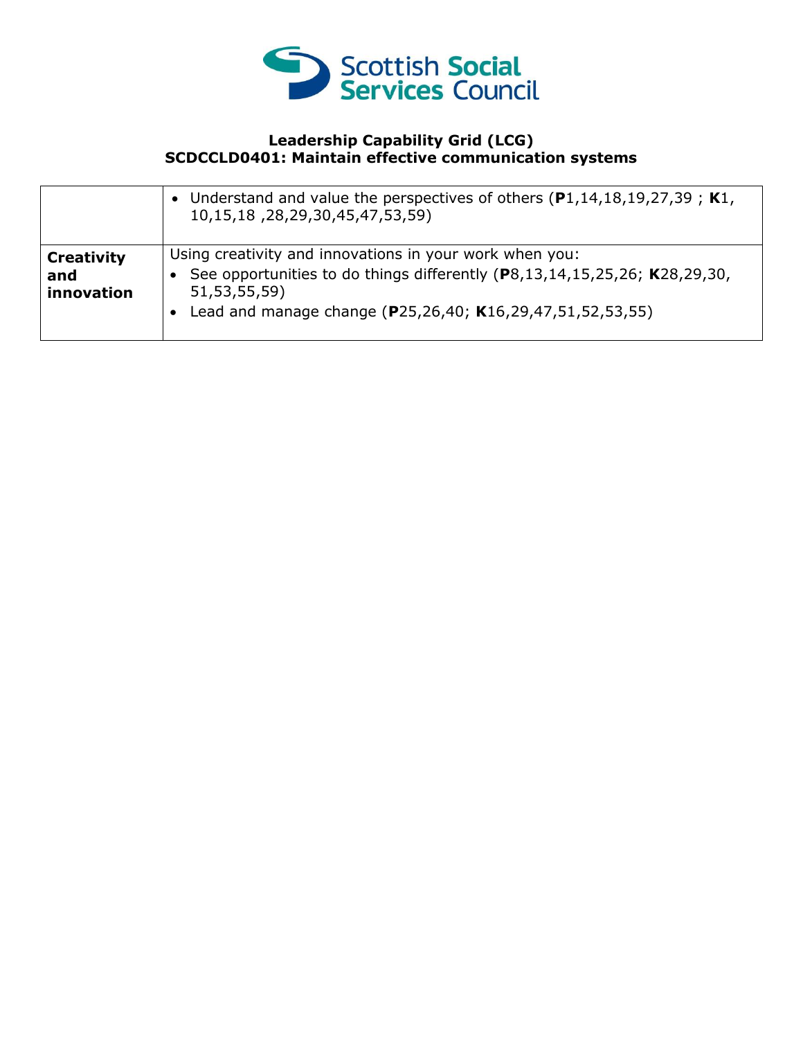**Leadership Capability Grid (LCG)**
**SCDCCLD0401: Maintain effective communication systems**

| | |
|---|---|
| | • Understand and value the perspectives of others (**P**1,14,18,19,27,39 ; **K**1, 10,15,18 ,28,29,30,45,47,53,59) |
| **Creativity and innovation** | Using creativity and innovations in your work when you:<br>• See opportunities to do things differently (**P**8,13,14,15,25,26; **K**28,29,30, 51,53,55,59)<br>• Lead and manage change (**P**25,26,40; **K**16,29,47,51,52,53,55) |